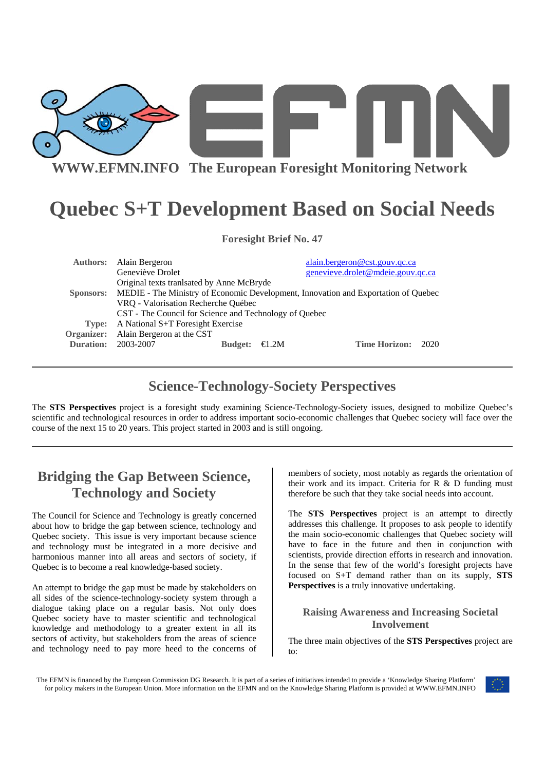**WWW.EFMN.INFO The European Foresight Monitoring Network**

# Quebec S+T Development Based on Social Needs

**Foresight Brief No. 47**

| | | | |
|---|---|---|---|
| **Authors:** | Alain Bergeron | | alain.bergeron@cst.gouv.qc.ca |
| | Geneviève Drolet | | genevieve.drolet@mdeie.gouv.qc.ca |
| | Original texts tranlsated by Anne McBryde | | |
| **Sponsors:** | MEDIE - The Ministry of Economic Development, Innovation and Exportation of Quebec | | |
| | VRQ - Valorisation Recherche Québec | | |
| | CST - The Council for Science and Technology of Quebec | | |
| **Type:** | A National S+T Foresight Exercise | | |
| **Organizer:** | Alain Bergeron at the CST | | |
| **Duration:** | 2003-2007 | **Budget:** €1.2M | **Time Horizon:** 2020 |

## Science-Technology-Society Perspectives

The **STS Perspectives** project is a foresight study examining Science-Technology-Society issues, designed to mobilize Quebec's scientific and technological resources in order to address important socio-economic challenges that Quebec society will face over the course of the next 15 to 20 years. This project started in 2003 and is still ongoing.

## Bridging the Gap Between Science, Technology and Society

The Council for Science and Technology is greatly concerned about how to bridge the gap between science, technology and Quebec society. This issue is very important because science and technology must be integrated in a more decisive and harmonious manner into all areas and sectors of society, if Quebec is to become a real knowledge-based society.

An attempt to bridge the gap must be made by stakeholders on all sides of the science-technology-society system through a dialogue taking place on a regular basis. Not only does Quebec society have to master scientific and technological knowledge and methodology to a greater extent in all its sectors of activity, but stakeholders from the areas of science and technology need to pay more heed to the concerns of members of society, most notably as regards the orientation of their work and its impact. Criteria for R & D funding must therefore be such that they take social needs into account.

The **STS Perspectives** project is an attempt to directly addresses this challenge. It proposes to ask people to identify the main socio-economic challenges that Quebec society will have to face in the future and then in conjunction with scientists, provide direction efforts in research and innovation. In the sense that few of the world's foresight projects have focused on S+T demand rather than on its supply, **STS Perspectives** is a truly innovative undertaking.

### Raising Awareness and Increasing Societal Involvement

The three main objectives of the **STS Perspectives** project are to: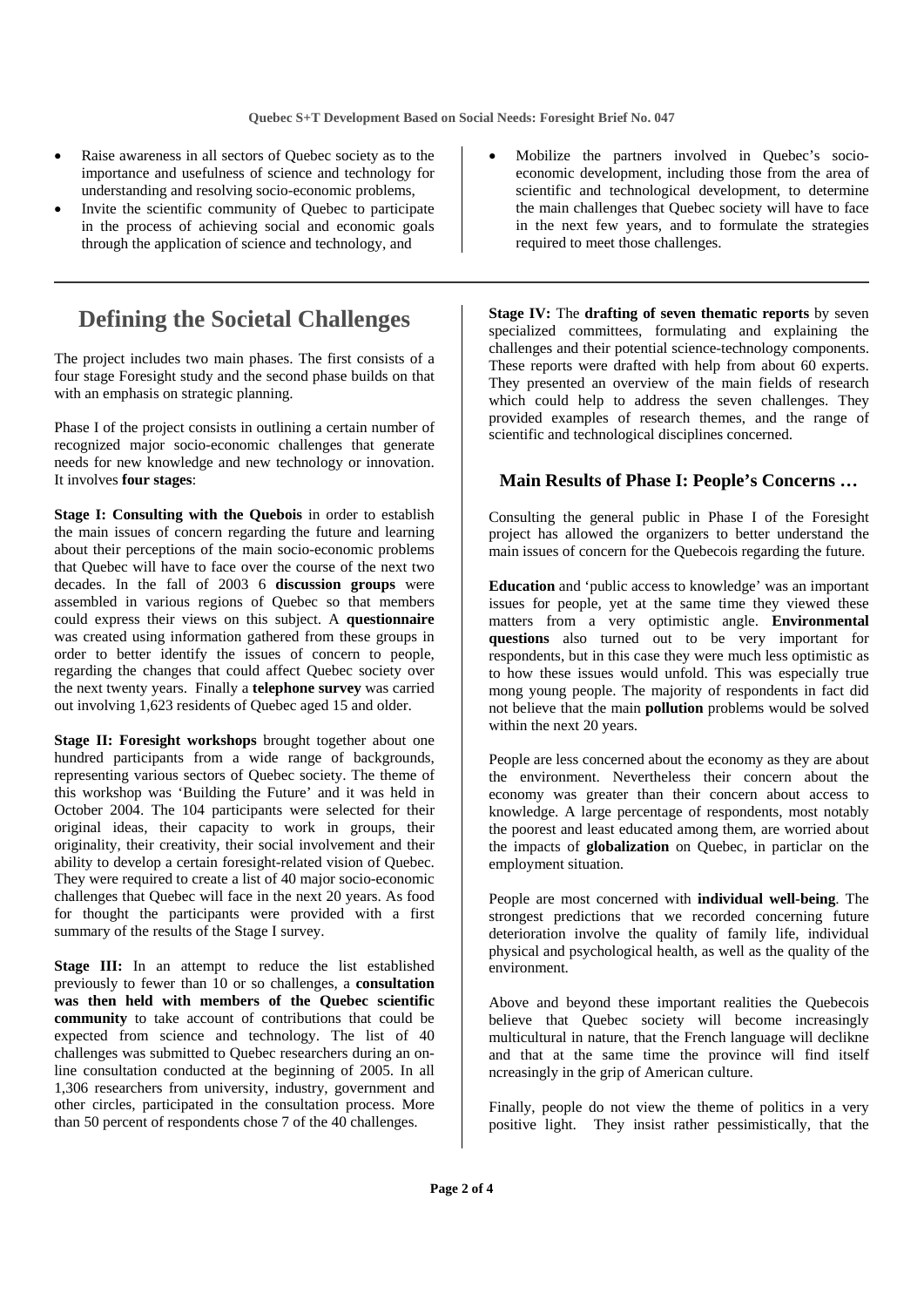- Raise awareness in all sectors of Quebec society as to the importance and usefulness of science and technology for understanding and resolving socio-economic problems,
- Invite the scientific community of Quebec to participate in the process of achieving social and economic goals through the application of science and technology, and
- Mobilize the partners involved in Quebec's socio-economic development, including those from the area of scientific and technological development, to determine the main challenges that Quebec society will have to face in the next few years, and to formulate the strategies required to meet those challenges.

## Defining the Societal Challenges

The project includes two main phases. The first consists of a four stage Foresight study and the second phase builds on that with an emphasis on strategic planning.

Phase I of the project consists in outlining a certain number of recognized major socio-economic challenges that generate needs for new knowledge and new technology or innovation. It involves **four stages**:

**Stage I: Consulting with the Quebois** in order to establish the main issues of concern regarding the future and learning about their perceptions of the main socio-economic problems that Quebec will have to face over the course of the next two decades. In the fall of 2003 6 **discussion groups** were assembled in various regions of Quebec so that members could express their views on this subject. A **questionnaire** was created using information gathered from these groups in order to better identify the issues of concern to people, regarding the changes that could affect Quebec society over the next twenty years. Finally a **telephone survey** was carried out involving 1,623 residents of Quebec aged 15 and older.

**Stage II: Foresight workshops** brought together about one hundred participants from a wide range of backgrounds, representing various sectors of Quebec society. The theme of this workshop was 'Building the Future' and it was held in October 2004. The 104 participants were selected for their original ideas, their capacity to work in groups, their originality, their creativity, their social involvement and their ability to develop a certain foresight-related vision of Quebec. They were required to create a list of 40 major socio-economic challenges that Quebec will face in the next 20 years. As food for thought the participants were provided with a first summary of the results of the Stage I survey.

**Stage III:** In an attempt to reduce the list established previously to fewer than 10 or so challenges, a **consultation was then held with members of the Quebec scientific community** to take account of contributions that could be expected from science and technology. The list of 40 challenges was submitted to Quebec researchers during an on-line consultation conducted at the beginning of 2005. In all 1,306 researchers from university, industry, government and other circles, participated in the consultation process. More than 50 percent of respondents chose 7 of the 40 challenges.

**Stage IV:** The **drafting of seven thematic reports** by seven specialized committees, formulating and explaining the challenges and their potential science-technology components. These reports were drafted with help from about 60 experts. They presented an overview of the main fields of research which could help to address the seven challenges. They provided examples of research themes, and the range of scientific and technological disciplines concerned.

### Main Results of Phase I: People's Concerns …

Consulting the general public in Phase I of the Foresight project has allowed the organizers to better understand the main issues of concern for the Quebecois regarding the future.

**Education** and 'public access to knowledge' was an important issues for people, yet at the same time they viewed these matters from a very optimistic angle. **Environmental questions** also turned out to be very important for respondents, but in this case they were much less optimistic as to how these issues would unfold. This was especially true mong young people. The majority of respondents in fact did not believe that the main **pollution** problems would be solved within the next 20 years.

People are less concerned about the economy as they are about the environment. Nevertheless their concern about the economy was greater than their concern about access to knowledge. A large percentage of respondents, most notably the poorest and least educated among them, are worried about the impacts of **globalization** on Quebec, in particlar on the employment situation.

People are most concerned with **individual well-being**. The strongest predictions that we recorded concerning future deterioration involve the quality of family life, individual physical and psychological health, as well as the quality of the environment.

Above and beyond these important realities the Quebecois believe that Quebec society will become increasingly multicultural in nature, that the French language will declikne and that at the same time the province will find itself ncreasingly in the grip of American culture.

Finally, people do not view the theme of politics in a very positive light. They insist rather pessimistically, that the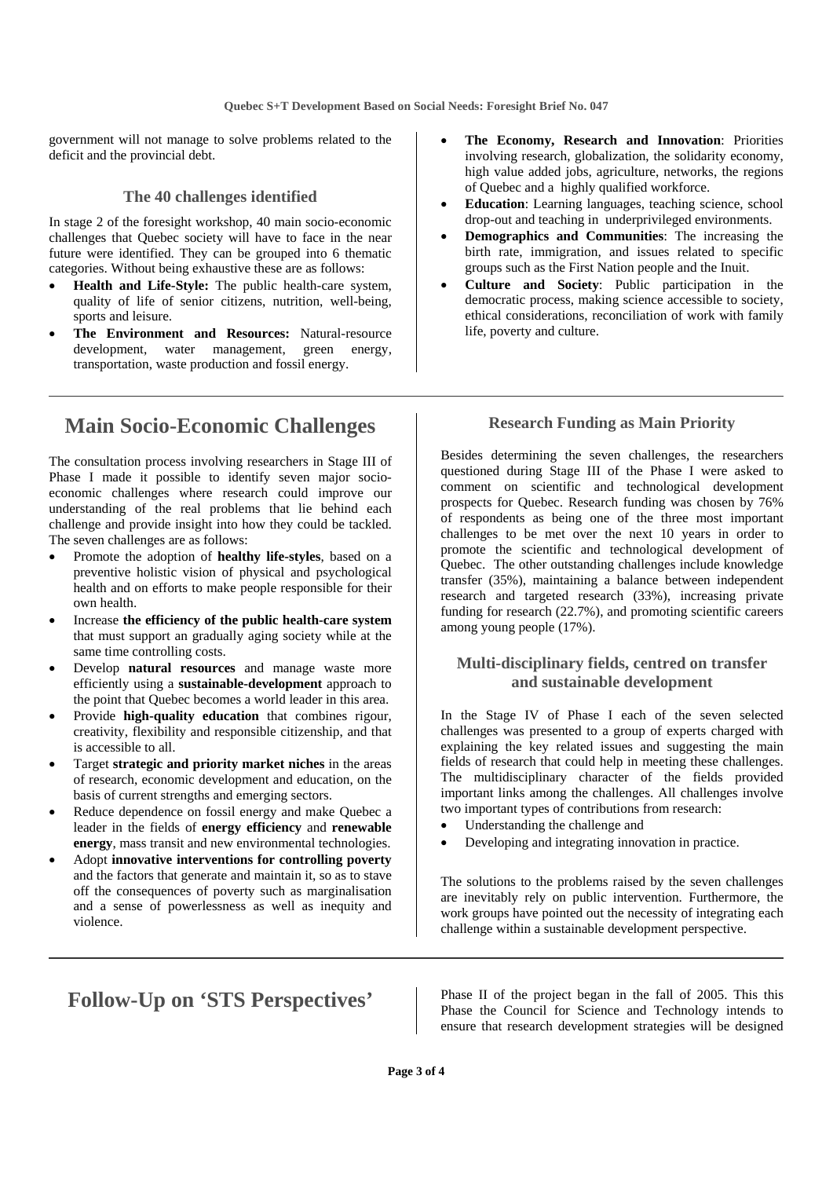government will not manage to solve problems related to the deficit and the provincial debt.

### The 40 challenges identified

In stage 2 of the foresight workshop, 40 main socio-economic challenges that Quebec society will have to face in the near future were identified. They can be grouped into 6 thematic categories. Without being exhaustive these are as follows:

- **Health and Life-Style:** The public health-care system, quality of life of senior citizens, nutrition, well-being, sports and leisure.
- **The Environment and Resources:** Natural-resource development, water management, green energy, transportation, waste production and fossil energy.
- **The Economy, Research and Innovation**: Priorities involving research, globalization, the solidarity economy, high value added jobs, agriculture, networks, the regions of Quebec and a highly qualified workforce.
- **Education**: Learning languages, teaching science, school drop-out and teaching in underprivileged environments.
- **Demographics and Communities**: The increasing the birth rate, immigration, and issues related to specific groups such as the First Nation people and the Inuit.
- **Culture and Society**: Public participation in the democratic process, making science accessible to society, ethical considerations, reconciliation of work with family life, poverty and culture.

## Main Socio-Economic Challenges

The consultation process involving researchers in Stage III of Phase I made it possible to identify seven major socio-economic challenges where research could improve our understanding of the real problems that lie behind each challenge and provide insight into how they could be tackled. The seven challenges are as follows:

- Promote the adoption of **healthy life-styles**, based on a preventive holistic vision of physical and psychological health and on efforts to make people responsible for their own health.
- Increase **the efficiency of the public health-care system** that must support an gradually aging society while at the same time controlling costs.
- Develop **natural resources** and manage waste more efficiently using a **sustainable-development** approach to the point that Quebec becomes a world leader in this area.
- Provide **high-quality education** that combines rigour, creativity, flexibility and responsible citizenship, and that is accessible to all.
- Target **strategic and priority market niches** in the areas of research, economic development and education, on the basis of current strengths and emerging sectors.
- Reduce dependence on fossil energy and make Quebec a leader in the fields of **energy efficiency** and **renewable energy**, mass transit and new environmental technologies.
- Adopt **innovative interventions for controlling poverty** and the factors that generate and maintain it, so as to stave off the consequences of poverty such as marginalisation and a sense of powerlessness as well as inequity and violence.

### Research Funding as Main Priority

Besides determining the seven challenges, the researchers questioned during Stage III of the Phase I were asked to comment on scientific and technological development prospects for Quebec. Research funding was chosen by 76% of respondents as being one of the three most important challenges to be met over the next 10 years in order to promote the scientific and technological development of Quebec. The other outstanding challenges include knowledge transfer (35%), maintaining a balance between independent research and targeted research (33%), increasing private funding for research (22.7%), and promoting scientific careers among young people (17%).

### Multi-disciplinary fields, centred on transfer and sustainable development

In the Stage IV of Phase I each of the seven selected challenges was presented to a group of experts charged with explaining the key related issues and suggesting the main fields of research that could help in meeting these challenges. The multidisciplinary character of the fields provided important links among the challenges. All challenges involve two important types of contributions from research:

- Understanding the challenge and
- Developing and integrating innovation in practice.

The solutions to the problems raised by the seven challenges are inevitably rely on public intervention. Furthermore, the work groups have pointed out the necessity of integrating each challenge within a sustainable development perspective.

## Follow-Up on 'STS Perspectives'

Phase II of the project began in the fall of 2005. This this Phase the Council for Science and Technology intends to ensure that research development strategies will be designed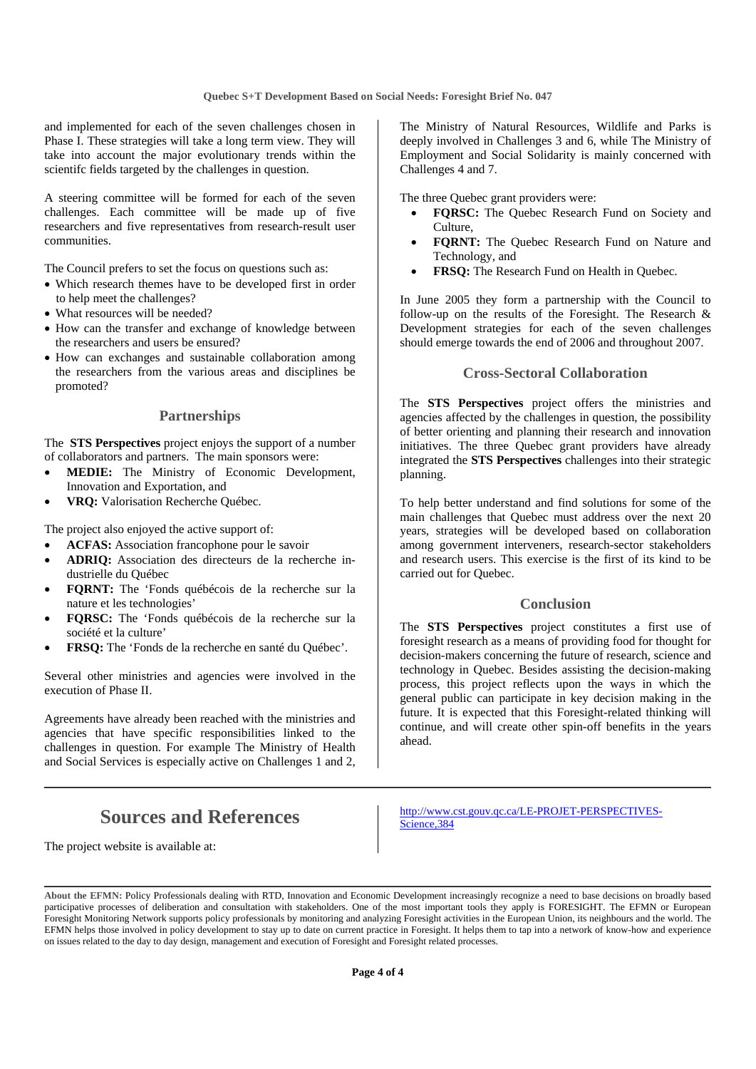and implemented for each of the seven challenges chosen in Phase I. These strategies will take a long term view. They will take into account the major evolutionary trends within the scientifc fields targeted by the challenges in question.

A steering committee will be formed for each of the seven challenges. Each committee will be made up of five researchers and five representatives from research-result user communities.

The Council prefers to set the focus on questions such as:

- Which research themes have to be developed first in order to help meet the challenges?
- What resources will be needed?
- How can the transfer and exchange of knowledge between the researchers and users be ensured?
- How can exchanges and sustainable collaboration among the researchers from the various areas and disciplines be promoted?

## Partnerships

The **STS Perspectives** project enjoys the support of a number of collaborators and partners. The main sponsors were:

- **MEDIE:** The Ministry of Economic Development, Innovation and Exportation, and
- **VRQ:** Valorisation Recherche Québec.

The project also enjoyed the active support of:

- **ACFAS:** Association francophone pour le savoir
- **ADRIQ:** Association des directeurs de la recherche industrielle du Québec
- **FQRNT:** The 'Fonds québécois de la recherche sur la nature et les technologies'
- **FQRSC:** The 'Fonds québécois de la recherche sur la société et la culture'
- **FRSQ:** The 'Fonds de la recherche en santé du Québec'.

Several other ministries and agencies were involved in the execution of Phase II.

Agreements have already been reached with the ministries and agencies that have specific responsibilities linked to the challenges in question. For example The Ministry of Health and Social Services is especially active on Challenges 1 and 2, The Ministry of Natural Resources, Wildlife and Parks is deeply involved in Challenges 3 and 6, while The Ministry of Employment and Social Solidarity is mainly concerned with Challenges 4 and 7.

The three Quebec grant providers were:

- **FQRSC:** The Quebec Research Fund on Society and Culture,
- **FQRNT:** The Quebec Research Fund on Nature and Technology, and
- **FRSQ:** The Research Fund on Health in Quebec.

In June 2005 they form a partnership with the Council to follow-up on the results of the Foresight. The Research & Development strategies for each of the seven challenges should emerge towards the end of 2006 and throughout 2007.

## Cross-Sectoral Collaboration

The **STS Perspectives** project offers the ministries and agencies affected by the challenges in question, the possibility of better orienting and planning their research and innovation initiatives. The three Quebec grant providers have already integrated the **STS Perspectives** challenges into their strategic planning.

To help better understand and find solutions for some of the main challenges that Quebec must address over the next 20 years, strategies will be developed based on collaboration among government interveners, research-sector stakeholders and research users. This exercise is the first of its kind to be carried out for Quebec.

## Conclusion

The **STS Perspectives** project constitutes a first use of foresight research as a means of providing food for thought for decision-makers concerning the future of research, science and technology in Quebec. Besides assisting the decision-making process, this project reflects upon the ways in which the general public can participate in key decision making in the future. It is expected that this Foresight-related thinking will continue, and will create other spin-off benefits in the years ahead.

# Sources and References

The project website is available at:

http://www.cst.gouv.qc.ca/LE-PROJET-PERSPECTIVES-Science,384

**About the EFMN:** Policy Professionals dealing with RTD, Innovation and Economic Development increasingly recognize a need to base decisions on broadly based participative processes of deliberation and consultation with stakeholders. One of the most important tools they apply is FORESIGHT. The EFMN or European Foresight Monitoring Network supports policy professionals by monitoring and analyzing Foresight activities in the European Union, its neighbours and the world. The EFMN helps those involved in policy development to stay up to date on current practice in Foresight. It helps them to tap into a network of know-how and experience on issues related to the day to day design, management and execution of Foresight and Foresight related processes.